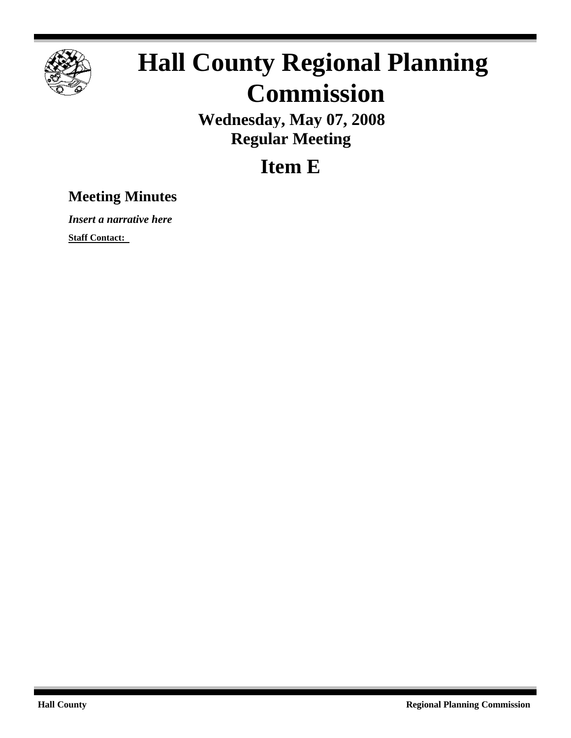# Hall County Regional Planning Commission

**Wednesday, May 07, 2008**
**Regular Meeting**

## Item E

### Meeting Minutes

***Insert a narrative here***

**Staff Contact:**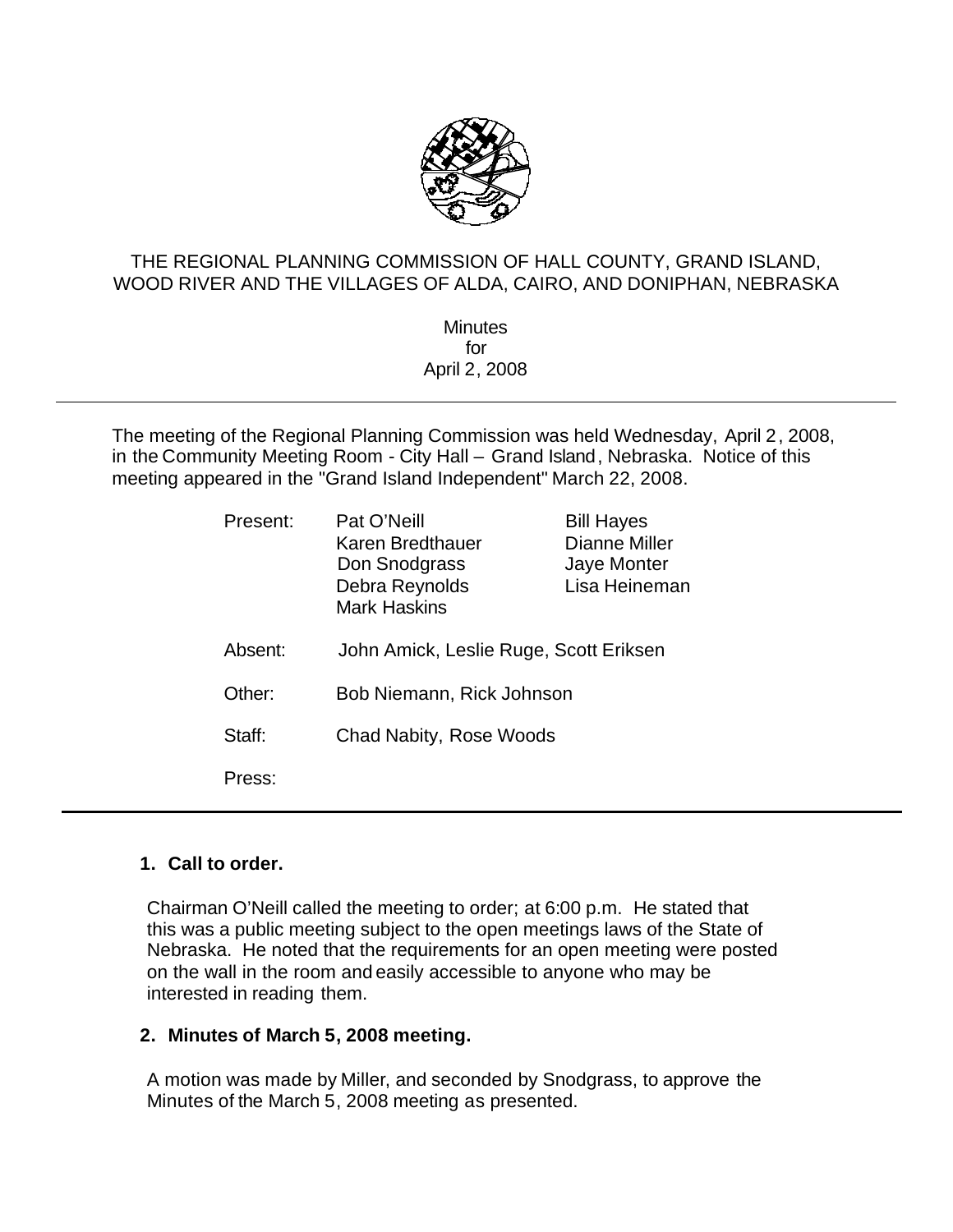THE REGIONAL PLANNING COMMISSION OF HALL COUNTY, GRAND ISLAND, WOOD RIVER AND THE VILLAGES OF ALDA, CAIRO, AND DONIPHAN, NEBRASKA

Minutes
for
April 2, 2008

---

The meeting of the Regional Planning Commission was held Wednesday, April 2, 2008, in the Community Meeting Room - City Hall – Grand Island, Nebraska. Notice of this meeting appeared in the "Grand Island Independent" March 22, 2008.

| | | |
|---|---|---|
| Present: | Pat O'Neill | Bill Hayes |
| | Karen Bredthauer | Dianne Miller |
| | Don Snodgrass | Jaye Monter |
| | Debra Reynolds | Lisa Heineman |
| | Mark Haskins | |
| Absent: | John Amick, Leslie Ruge, Scott Eriksen | |
| Other: | Bob Niemann, Rick Johnson | |
| Staff: | Chad Nabity, Rose Woods | |
| Press: | | |

---

**1. Call to order.**

Chairman O'Neill called the meeting to order; at 6:00 p.m. He stated that this was a public meeting subject to the open meetings laws of the State of Nebraska. He noted that the requirements for an open meeting were posted on the wall in the room and easily accessible to anyone who may be interested in reading them.

**2. Minutes of March 5, 2008 meeting.**

A motion was made by Miller, and seconded by Snodgrass, to approve the Minutes of the March 5, 2008 meeting as presented.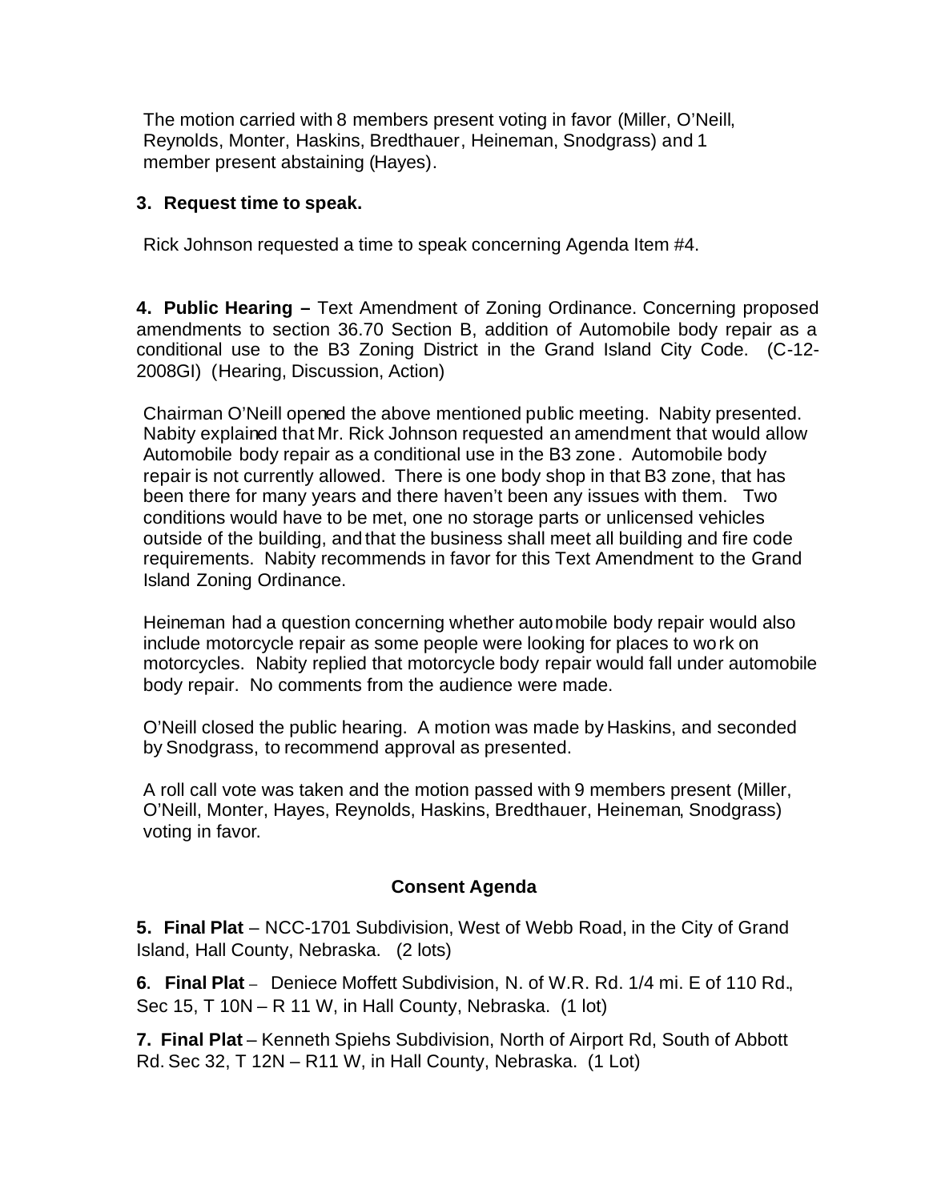The motion carried with 8 members present voting in favor (Miller, O'Neill, Reynolds, Monter, Haskins, Bredthauer, Heineman, Snodgrass) and 1 member present abstaining (Hayes).

**3. Request time to speak.**

Rick Johnson requested a time to speak concerning Agenda Item #4.

**4. Public Hearing –** Text Amendment of Zoning Ordinance. Concerning proposed amendments to section 36.70 Section B, addition of Automobile body repair as a conditional use to the B3 Zoning District in the Grand Island City Code. (C-12-2008GI) (Hearing, Discussion, Action)

Chairman O'Neill opened the above mentioned public meeting. Nabity presented. Nabity explained that Mr. Rick Johnson requested an amendment that would allow Automobile body repair as a conditional use in the B3 zone. Automobile body repair is not currently allowed. There is one body shop in that B3 zone, that has been there for many years and there haven't been any issues with them. Two conditions would have to be met, one no storage parts or unlicensed vehicles outside of the building, and that the business shall meet all building and fire code requirements. Nabity recommends in favor for this Text Amendment to the Grand Island Zoning Ordinance.

Heineman had a question concerning whether automobile body repair would also include motorcycle repair as some people were looking for places to work on motorcycles. Nabity replied that motorcycle body repair would fall under automobile body repair. No comments from the audience were made.

O'Neill closed the public hearing. A motion was made by Haskins, and seconded by Snodgrass, to recommend approval as presented.

A roll call vote was taken and the motion passed with 9 members present (Miller, O'Neill, Monter, Hayes, Reynolds, Haskins, Bredthauer, Heineman, Snodgrass) voting in favor.

## Consent Agenda

**5. Final Plat** – NCC-1701 Subdivision, West of Webb Road, in the City of Grand Island, Hall County, Nebraska. (2 lots)

**6. Final Plat** – Deniece Moffett Subdivision, N. of W.R. Rd. 1/4 mi. E of 110 Rd., Sec 15, T 10N – R 11 W, in Hall County, Nebraska. (1 lot)

**7. Final Plat** – Kenneth Spiehs Subdivision, North of Airport Rd, South of Abbott Rd. Sec 32, T 12N – R11 W, in Hall County, Nebraska. (1 Lot)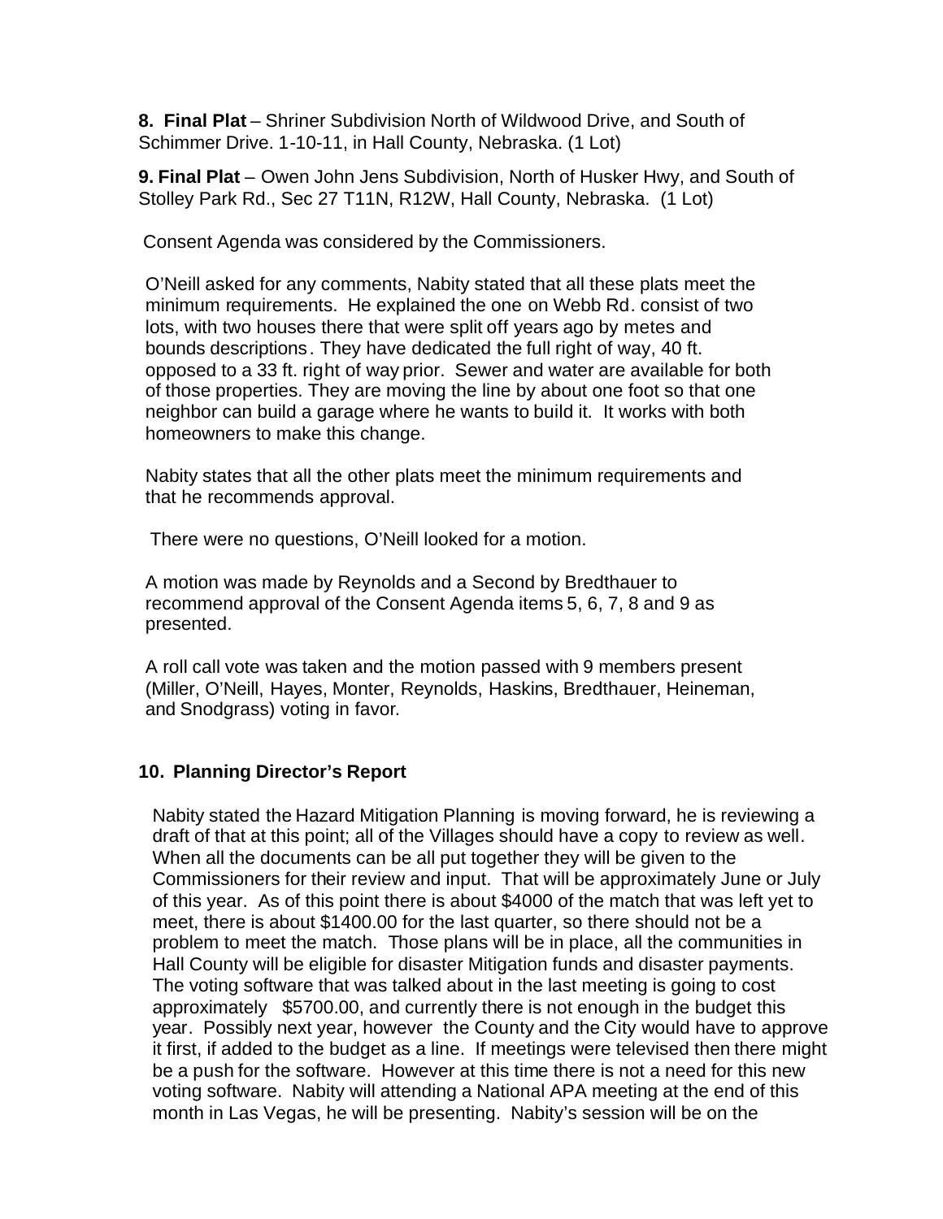**8. Final Plat** – Shriner Subdivision North of Wildwood Drive, and South of Schimmer Drive. 1-10-11, in Hall County, Nebraska. (1 Lot)

**9. Final Plat** – Owen John Jens Subdivision, North of Husker Hwy, and South of Stolley Park Rd., Sec 27 T11N, R12W, Hall County, Nebraska. (1 Lot)

Consent Agenda was considered by the Commissioners.

O'Neill asked for any comments, Nabity stated that all these plats meet the minimum requirements. He explained the one on Webb Rd. consist of two lots, with two houses there that were split off years ago by metes and bounds descriptions. They have dedicated the full right of way, 40 ft. opposed to a 33 ft. right of way prior. Sewer and water are available for both of those properties. They are moving the line by about one foot so that one neighbor can build a garage where he wants to build it. It works with both homeowners to make this change.

Nabity states that all the other plats meet the minimum requirements and that he recommends approval.

There were no questions, O'Neill looked for a motion.

A motion was made by Reynolds and a Second by Bredthauer to recommend approval of the Consent Agenda items 5, 6, 7, 8 and 9 as presented.

A roll call vote was taken and the motion passed with 9 members present (Miller, O'Neill, Hayes, Monter, Reynolds, Haskins, Bredthauer, Heineman, and Snodgrass) voting in favor.

**10. Planning Director's Report**

Nabity stated the Hazard Mitigation Planning is moving forward, he is reviewing a draft of that at this point; all of the Villages should have a copy to review as well. When all the documents can be all put together they will be given to the Commissioners for their review and input. That will be approximately June or July of this year. As of this point there is about $4000 of the match that was left yet to meet, there is about $1400.00 for the last quarter, so there should not be a problem to meet the match. Those plans will be in place, all the communities in Hall County will be eligible for disaster Mitigation funds and disaster payments. The voting software that was talked about in the last meeting is going to cost approximately $5700.00, and currently there is not enough in the budget this year. Possibly next year, however the County and the City would have to approve it first, if added to the budget as a line. If meetings were televised then there might be a push for the software. However at this time there is not a need for this new voting software. Nabity will attending a National APA meeting at the end of this month in Las Vegas, he will be presenting. Nabity's session will be on the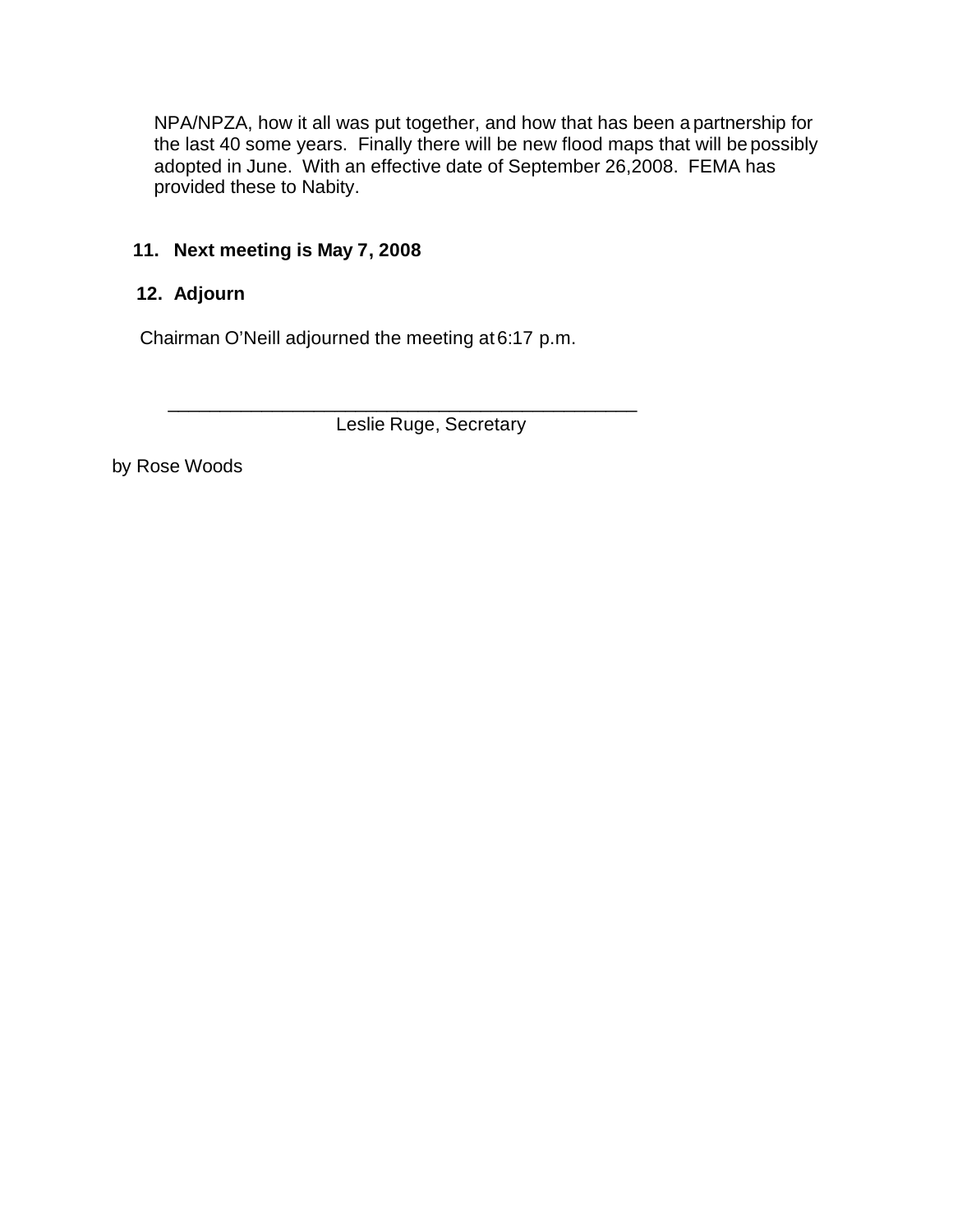NPA/NPZA, how it all was put together, and how that has been a partnership for the last 40 some years. Finally there will be new flood maps that will be possibly adopted in June. With an effective date of September 26,2008. FEMA has provided these to Nabity.

**11. Next meeting is May 7, 2008**

**12. Adjourn**

Chairman O'Neill adjourned the meeting at 6:17 p.m.

\_\_\_\_\_\_\_\_\_\_\_\_\_\_\_\_\_\_\_\_\_\_\_\_\_\_\_\_\_\_\_\_\_\_\_\_\_\_\_\_\_\_\_\_\_

Leslie Ruge, Secretary

by Rose Woods